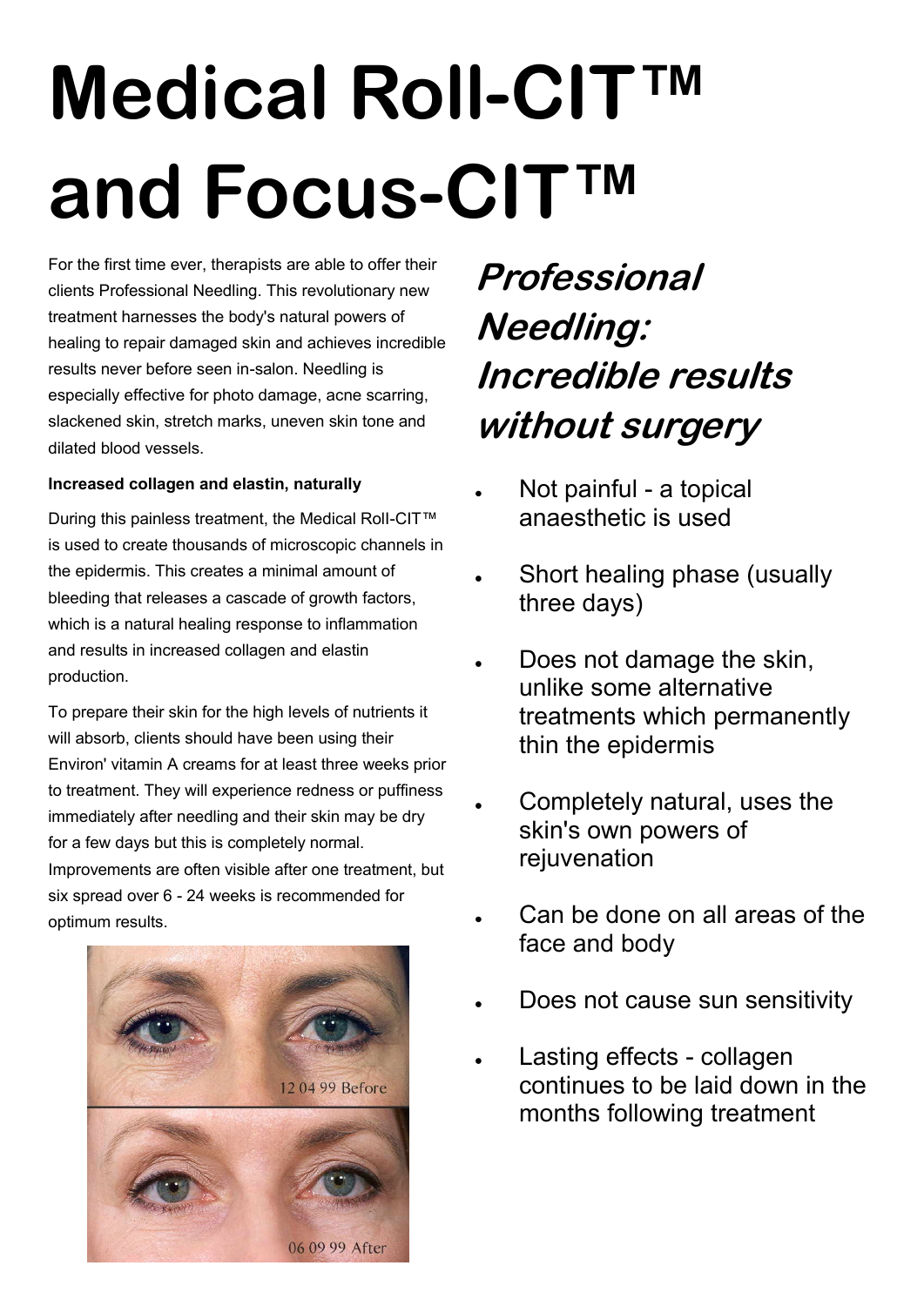# Medical Roll-CIT™ and Focus-CIT™

For the first time ever, therapists are able to offer their clients Professional Needling. This revolutionary new treatment harnesses the body's natural powers of healing to repair damaged skin and achieves incredible results never before seen in-salon. Needling is especially effective for photo damage, acne scarring, slackened skin, stretch marks, uneven skin tone and dilated blood vessels.

**Increased collagen and elastin, naturally**

During this painless treatment, the Medical Roll-CIT™ is used to create thousands of microscopic channels in the epidermis. This creates a minimal amount of bleeding that releases a cascade of growth factors, which is a natural healing response to inflammation and results in increased collagen and elastin production.

To prepare their skin for the high levels of nutrients it will absorb, clients should have been using their Environ' vitamin A creams for at least three weeks prior to treatment. They will experience redness or puffiness immediately after needling and their skin may be dry for a few days but this is completely normal. Improvements are often visible after one treatment, but six spread over 6 - 24 weeks is recommended for optimum results.

12 04 99 Before

06 09 99 After

## *Professional Needling: Incredible results without surgery*

- Not painful - a topical anaesthetic is used
- Short healing phase (usually three days)
- Does not damage the skin, unlike some alternative treatments which permanently thin the epidermis
- Completely natural, uses the skin's own powers of rejuvenation
- Can be done on all areas of the face and body
- Does not cause sun sensitivity
- Lasting effects - collagen continues to be laid down in the months following treatment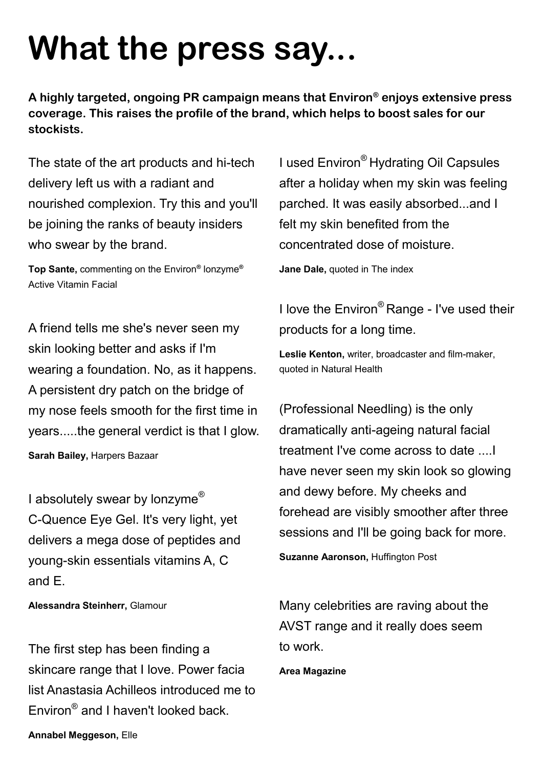# What the press say...

**A highly targeted, ongoing PR campaign means that Environ® enjoys extensive press coverage. This raises the profile of the brand, which helps to boost sales for our stockists.**

The state of the art products and hi-tech delivery left us with a radiant and nourished complexion. Try this and you'll be joining the ranks of beauty insiders who swear by the brand.

**Top Sante,** commenting on the Environ® Ionzyme® Active Vitamin Facial

A friend tells me she's never seen my skin looking better and asks if I'm wearing a foundation. No, as it happens. A persistent dry patch on the bridge of my nose feels smooth for the first time in years.....the general verdict is that I glow.

**Sarah Bailey,** Harpers Bazaar

I absolutely swear by Ionzyme® C-Quence Eye Gel. It's very light, yet delivers a mega dose of peptides and young-skin essentials vitamins A, C and E.

**Alessandra Steinherr,** Glamour

The first step has been finding a skincare range that I love. Power facia list Anastasia Achilleos introduced me to Environ® and I haven't looked back.

**Annabel Meggeson,** Elle

I used Environ® Hydrating Oil Capsules after a holiday when my skin was feeling parched. It was easily absorbed...and I felt my skin benefited from the concentrated dose of moisture.

**Jane Dale,** quoted in The index

I love the Environ® Range - I've used their products for a long time.

**Leslie Kenton,** writer, broadcaster and film-maker, quoted in Natural Health

(Professional Needling) is the only dramatically anti-ageing natural facial treatment I've come across to date ....I have never seen my skin look so glowing and dewy before. My cheeks and forehead are visibly smoother after three sessions and I'll be going back for more.

**Suzanne Aaronson,** Huffington Post

Many celebrities are raving about the AVST range and it really does seem to work.

**Area Magazine**